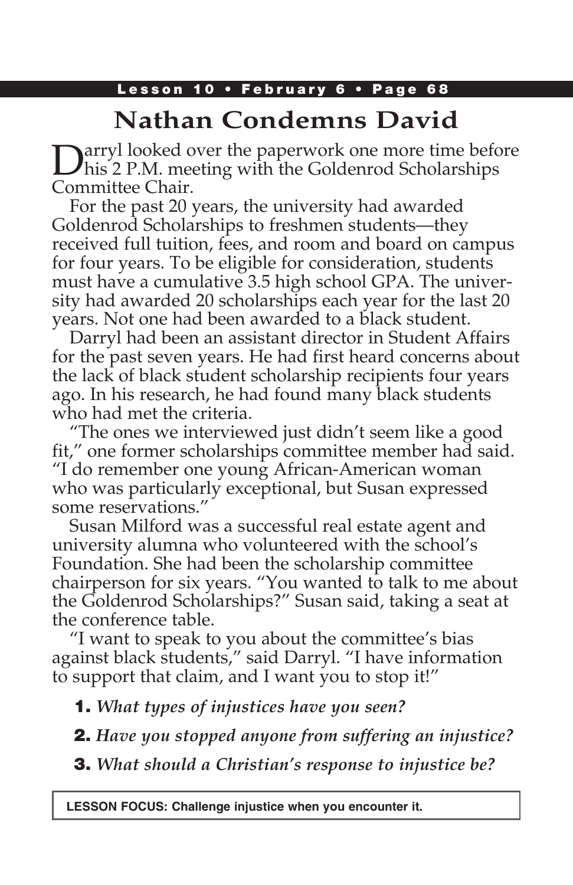# Nathan Condemns David

Darryl looked over the paperwork one more time before his 2 P.M. meeting with the Goldenrod Scholarships Committee Chair.

For the past 20 years, the university had awarded Goldenrod Scholarships to freshmen students—they received full tuition, fees, and room and board on campus for four years. To be eligible for consideration, students must have a cumulative 3.5 high school GPA. The university had awarded 20 scholarships each year for the last 20 years. Not one had been awarded to a black student.

Darryl had been an assistant director in Student Affairs for the past seven years. He had first heard concerns about the lack of black student scholarship recipients four years ago. In his research, he had found many black students who had met the criteria.

"The ones we interviewed just didn't seem like a good fit," one former scholarships committee member had said. "I do remember one young African-American woman who was particularly exceptional, but Susan expressed some reservations."

Susan Milford was a successful real estate agent and university alumna who volunteered with the school's Foundation. She had been the scholarship committee chairperson for six years. "You wanted to talk to me about the Goldenrod Scholarships?" Susan said, taking a seat at the conference table.

"I want to speak to you about the committee's bias against black students," said Darryl. "I have information to support that claim, and I want you to stop it!"

1. *What types of injustices have you seen?*
2. *Have you stopped anyone from suffering an injustice?*
3. *What should a Christian's response to injustice be?*

**LESSON FOCUS: Challenge injustice when you encounter it.**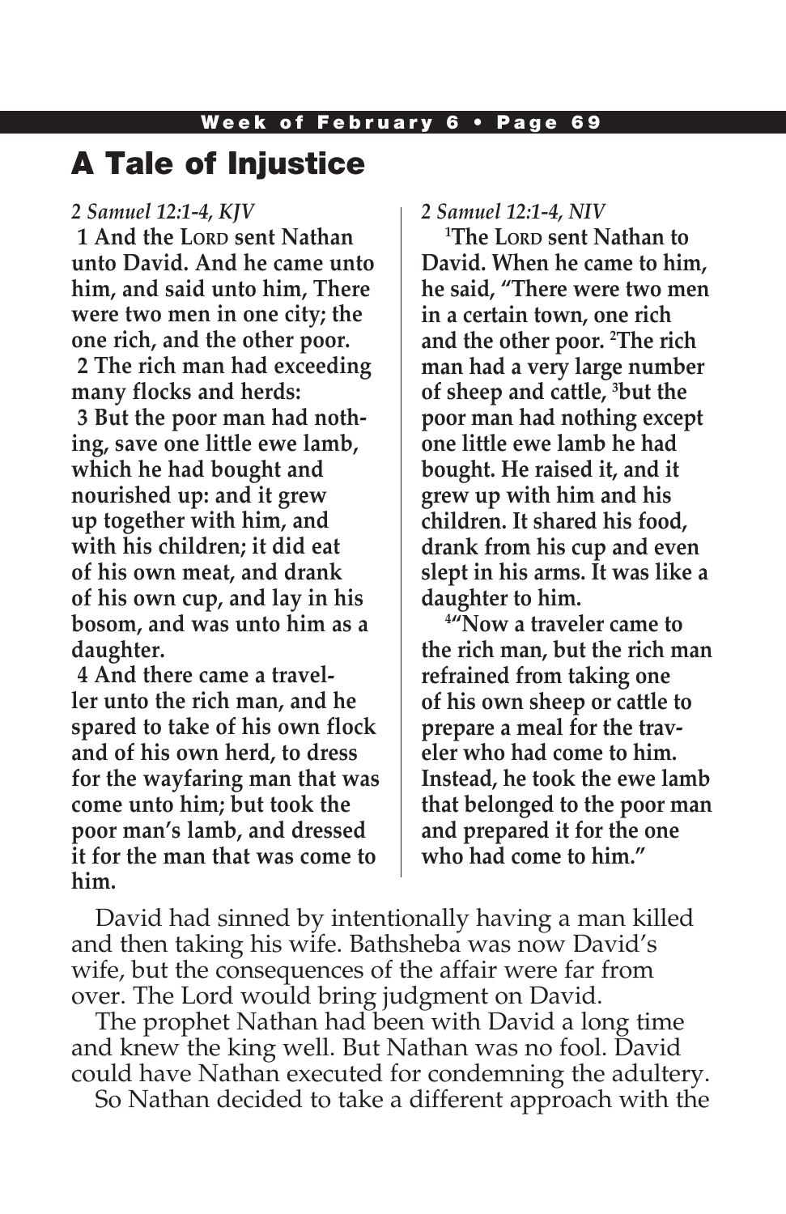# A Tale of Injustice

*2 Samuel 12:1-4, KJV*

**1 And the LORD sent Nathan unto David. And he came unto him, and said unto him, There were two men in one city; the one rich, and the other poor.**
**2 The rich man had exceeding many flocks and herds:**
**3 But the poor man had nothing, save one little ewe lamb, which he had bought and nourished up: and it grew up together with him, and with his children; it did eat of his own meat, and drank of his own cup, and lay in his bosom, and was unto him as a daughter.**
**4 And there came a traveller unto the rich man, and he spared to take of his own flock and of his own herd, to dress for the wayfaring man that was come unto him; but took the poor man's lamb, and dressed it for the man that was come to him.**

*2 Samuel 12:1-4, NIV*

**[1]The LORD sent Nathan to David. When he came to him, he said, "There were two men in a certain town, one rich and the other poor. [2]The rich man had a very large number of sheep and cattle, [3]but the poor man had nothing except one little ewe lamb he had bought. He raised it, and it grew up with him and his children. It shared his food, drank from his cup and even slept in his arms. It was like a daughter to him.**

**[4]"Now a traveler came to the rich man, but the rich man refrained from taking one of his own sheep or cattle to prepare a meal for the traveler who had come to him. Instead, he took the ewe lamb that belonged to the poor man and prepared it for the one who had come to him."**

David had sinned by intentionally having a man killed and then taking his wife. Bathsheba was now David's wife, but the consequences of the affair were far from over. The Lord would bring judgment on David.

The prophet Nathan had been with David a long time and knew the king well. But Nathan was no fool. David could have Nathan executed for condemning the adultery.

So Nathan decided to take a different approach with the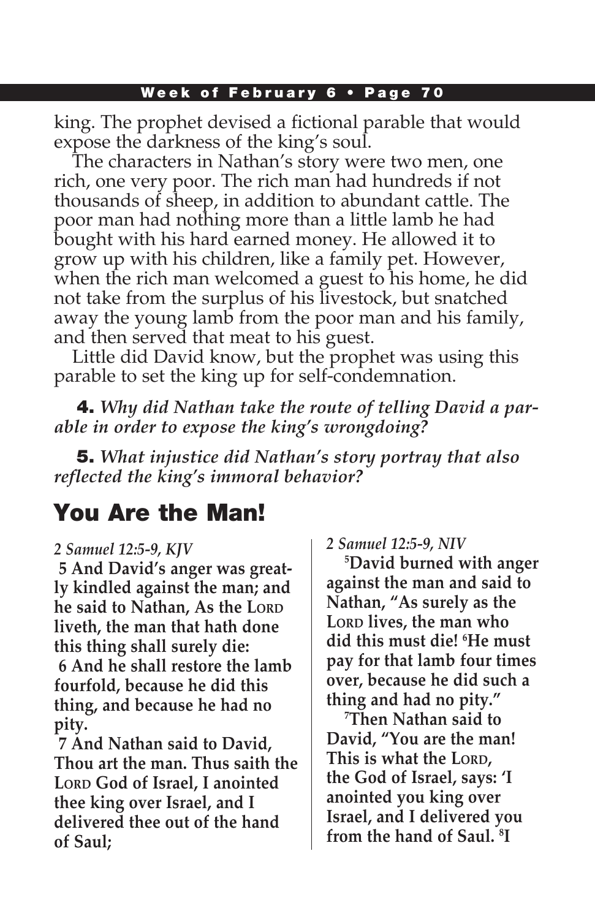king. The prophet devised a fictional parable that would expose the darkness of the king's soul.

The characters in Nathan's story were two men, one rich, one very poor. The rich man had hundreds if not thousands of sheep, in addition to abundant cattle. The poor man had nothing more than a little lamb he had bought with his hard earned money. He allowed it to grow up with his children, like a family pet. However, when the rich man welcomed a guest to his home, he did not take from the surplus of his livestock, but snatched away the young lamb from the poor man and his family, and then served that meat to his guest.

Little did David know, but the prophet was using this parable to set the king up for self-condemnation.

**4.** *Why did Nathan take the route of telling David a parable in order to expose the king's wrongdoing?*

**5.** *What injustice did Nathan's story portray that also reflected the king's immoral behavior?*

## You Are the Man!

*2 Samuel 12:5-9, KJV*

**5 And David's anger was greatly kindled against the man; and he said to Nathan, As the LORD liveth, the man that hath done this thing shall surely die:**

**6 And he shall restore the lamb fourfold, because he did this thing, and because he had no pity.**

**7 And Nathan said to David, Thou art the man. Thus saith the LORD God of Israel, I anointed thee king over Israel, and I delivered thee out of the hand of Saul;**

*2 Samuel 12:5-9, NIV*

**[5]David burned with anger against the man and said to Nathan, "As surely as the LORD lives, the man who did this must die! [6]He must pay for that lamb four times over, because he did such a thing and had no pity."**

**[7]Then Nathan said to David, "You are the man! This is what the LORD, the God of Israel, says: 'I anointed you king over Israel, and I delivered you from the hand of Saul. [8]I**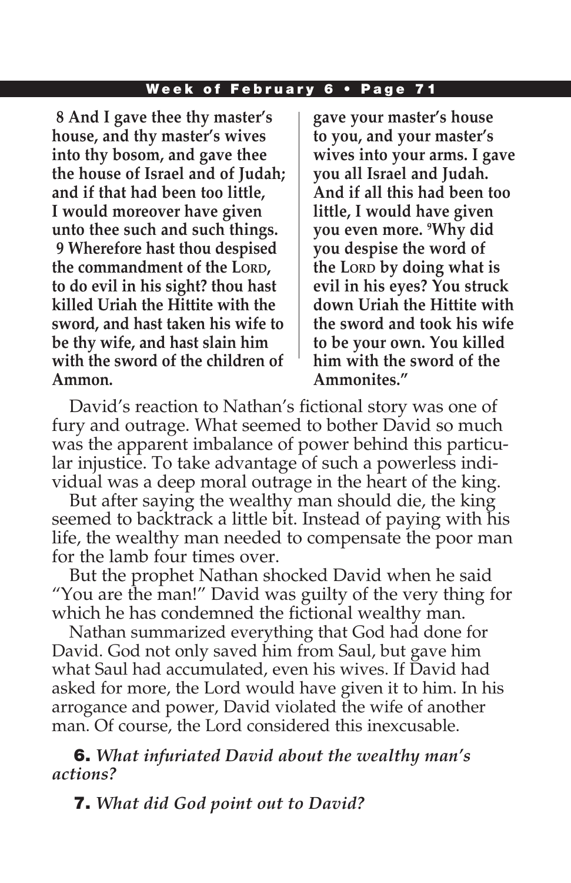**8 And I gave thee thy master's house, and thy master's wives into thy bosom, and gave thee the house of Israel and of Judah; and if that had been too little, I would moreover have given unto thee such and such things. 9 Wherefore hast thou despised the commandment of the LORD, to do evil in his sight? thou hast killed Uriah the Hittite with the sword, and hast taken his wife to be thy wife, and hast slain him with the sword of the children of Ammon.**

**gave your master's house to you, and your master's wives into your arms. I gave you all Israel and Judah. And if all this had been too little, I would have given you even more. [9]Why did you despise the word of the LORD by doing what is evil in his eyes? You struck down Uriah the Hittite with the sword and took his wife to be your own. You killed him with the sword of the Ammonites."**

David's reaction to Nathan's fictional story was one of fury and outrage. What seemed to bother David so much was the apparent imbalance of power behind this particular injustice. To take advantage of such a powerless individual was a deep moral outrage in the heart of the king.

But after saying the wealthy man should die, the king seemed to backtrack a little bit. Instead of paying with his life, the wealthy man needed to compensate the poor man for the lamb four times over.

But the prophet Nathan shocked David when he said "You are the man!" David was guilty of the very thing for which he has condemned the fictional wealthy man.

Nathan summarized everything that God had done for David. God not only saved him from Saul, but gave him what Saul had accumulated, even his wives. If David had asked for more, the Lord would have given it to him. In his arrogance and power, David violated the wife of another man. Of course, the Lord considered this inexcusable.

**6.** *What infuriated David about the wealthy man's actions?*

**7.** *What did God point out to David?*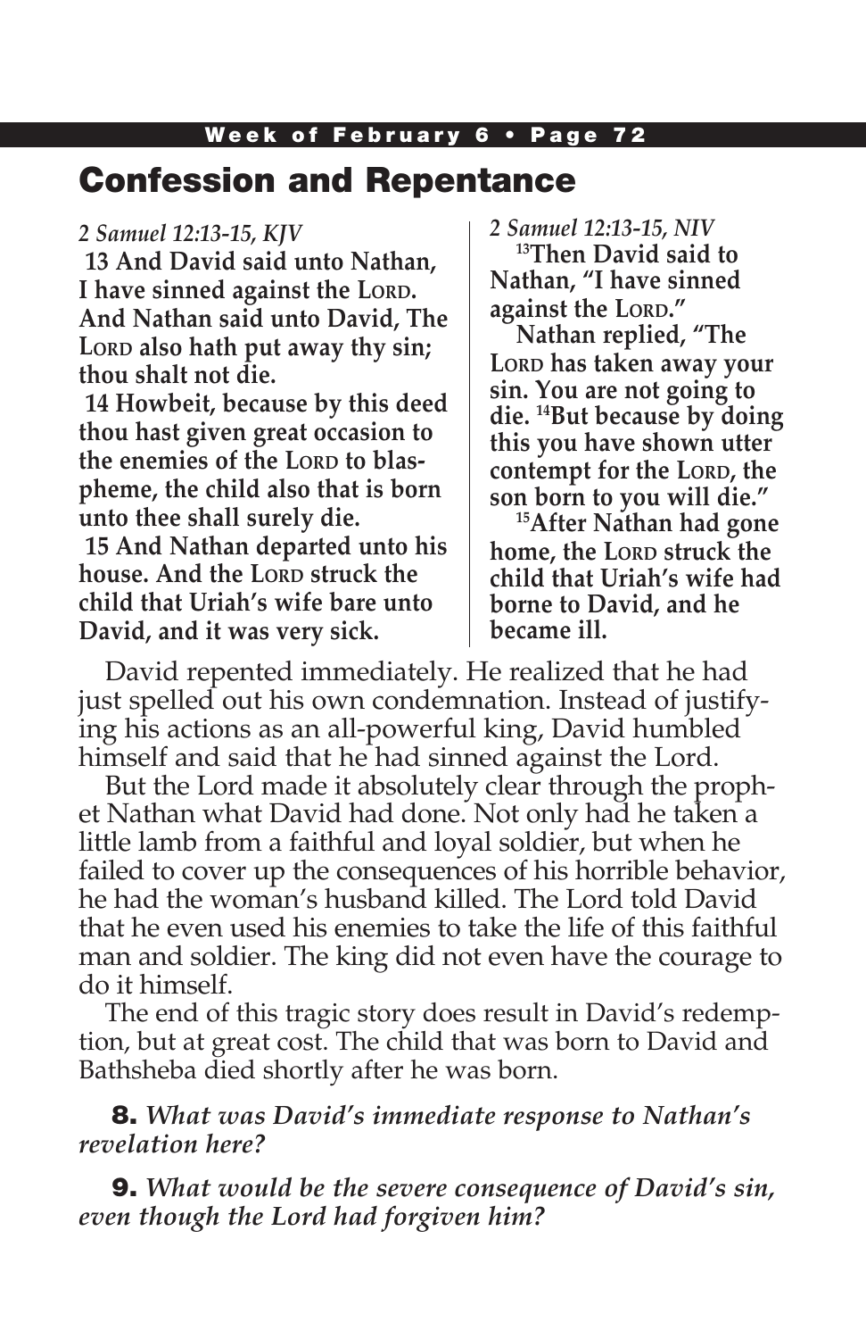## Confession and Repentance

*2 Samuel 12:13-15, KJV*

**13 And David said unto Nathan, I have sinned against the LORD. And Nathan said unto David, The LORD also hath put away thy sin; thou shalt not die.**

**14 Howbeit, because by this deed thou hast given great occasion to the enemies of the LORD to blaspheme, the child also that is born unto thee shall surely die.**

**15 And Nathan departed unto his house. And the LORD struck the child that Uriah's wife bare unto David, and it was very sick.**

*2 Samuel 12:13-15, NIV*

**[13]Then David said to Nathan, "I have sinned against the LORD."**

**Nathan replied, "The LORD has taken away your sin. You are not going to die. [14]But because by doing this you have shown utter contempt for the LORD, the son born to you will die."**

**[15]After Nathan had gone home, the LORD struck the child that Uriah's wife had borne to David, and he became ill.**

David repented immediately. He realized that he had just spelled out his own condemnation. Instead of justifying his actions as an all-powerful king, David humbled himself and said that he had sinned against the Lord.

But the Lord made it absolutely clear through the prophet Nathan what David had done. Not only had he taken a little lamb from a faithful and loyal soldier, but when he failed to cover up the consequences of his horrible behavior, he had the woman's husband killed. The Lord told David that he even used his enemies to take the life of this faithful man and soldier. The king did not even have the courage to do it himself.

The end of this tragic story does result in David's redemption, but at great cost. The child that was born to David and Bathsheba died shortly after he was born.

**8.** *What was David's immediate response to Nathan's revelation here?*

**9.** *What would be the severe consequence of David's sin, even though the Lord had forgiven him?*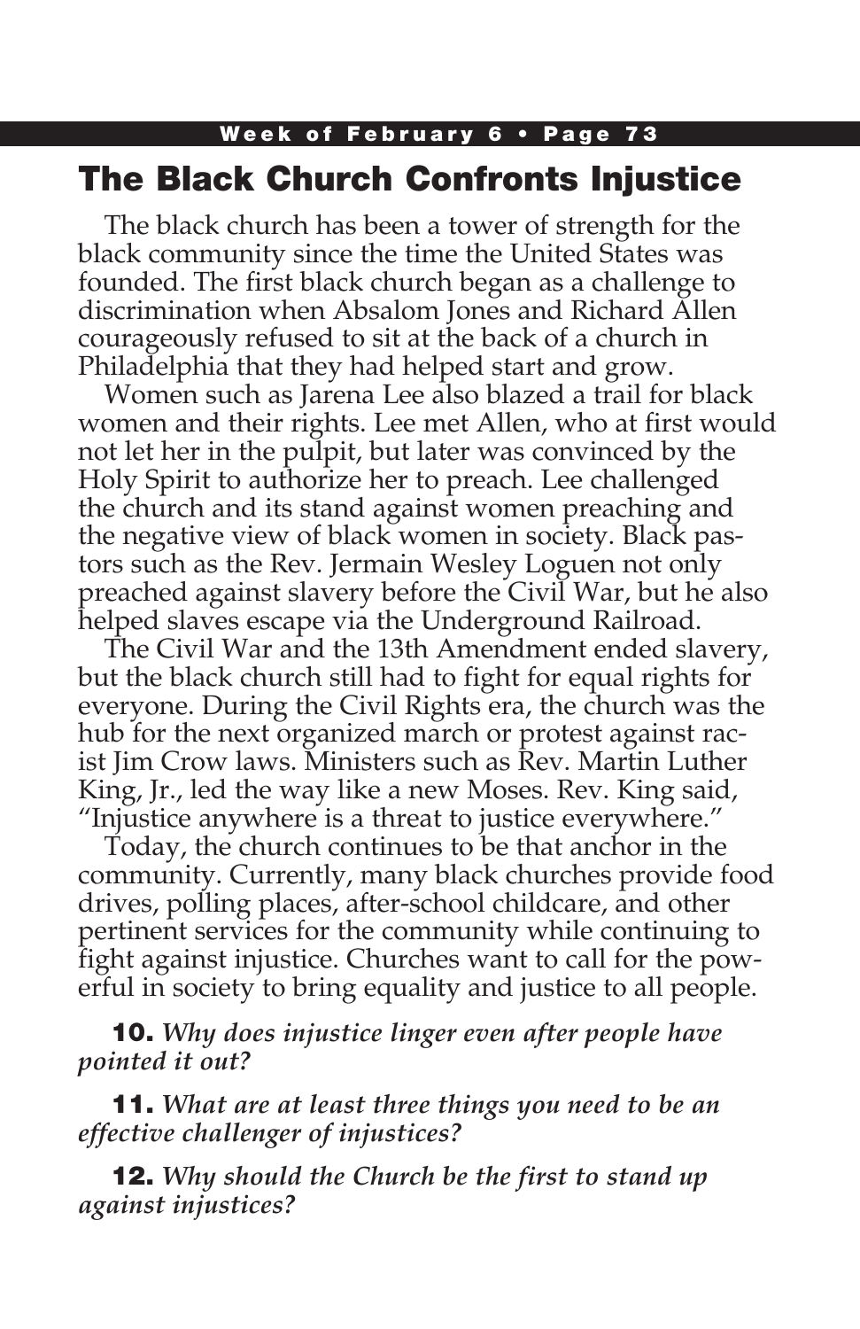## The Black Church Confronts Injustice

The black church has been a tower of strength for the black community since the time the United States was founded. The first black church began as a challenge to discrimination when Absalom Jones and Richard Allen courageously refused to sit at the back of a church in Philadelphia that they had helped start and grow.

Women such as Jarena Lee also blazed a trail for black women and their rights. Lee met Allen, who at first would not let her in the pulpit, but later was convinced by the Holy Spirit to authorize her to preach. Lee challenged the church and its stand against women preaching and the negative view of black women in society. Black pastors such as the Rev. Jermain Wesley Loguen not only preached against slavery before the Civil War, but he also helped slaves escape via the Underground Railroad.

The Civil War and the 13th Amendment ended slavery, but the black church still had to fight for equal rights for everyone. During the Civil Rights era, the church was the hub for the next organized march or protest against racist Jim Crow laws. Ministers such as Rev. Martin Luther King, Jr., led the way like a new Moses. Rev. King said, "Injustice anywhere is a threat to justice everywhere."

Today, the church continues to be that anchor in the community. Currently, many black churches provide food drives, polling places, after-school childcare, and other pertinent services for the community while continuing to fight against injustice. Churches want to call for the powerful in society to bring equality and justice to all people.

**10.** *Why does injustice linger even after people have pointed it out?*

**11.** *What are at least three things you need to be an effective challenger of injustices?*

**12.** *Why should the Church be the first to stand up against injustices?*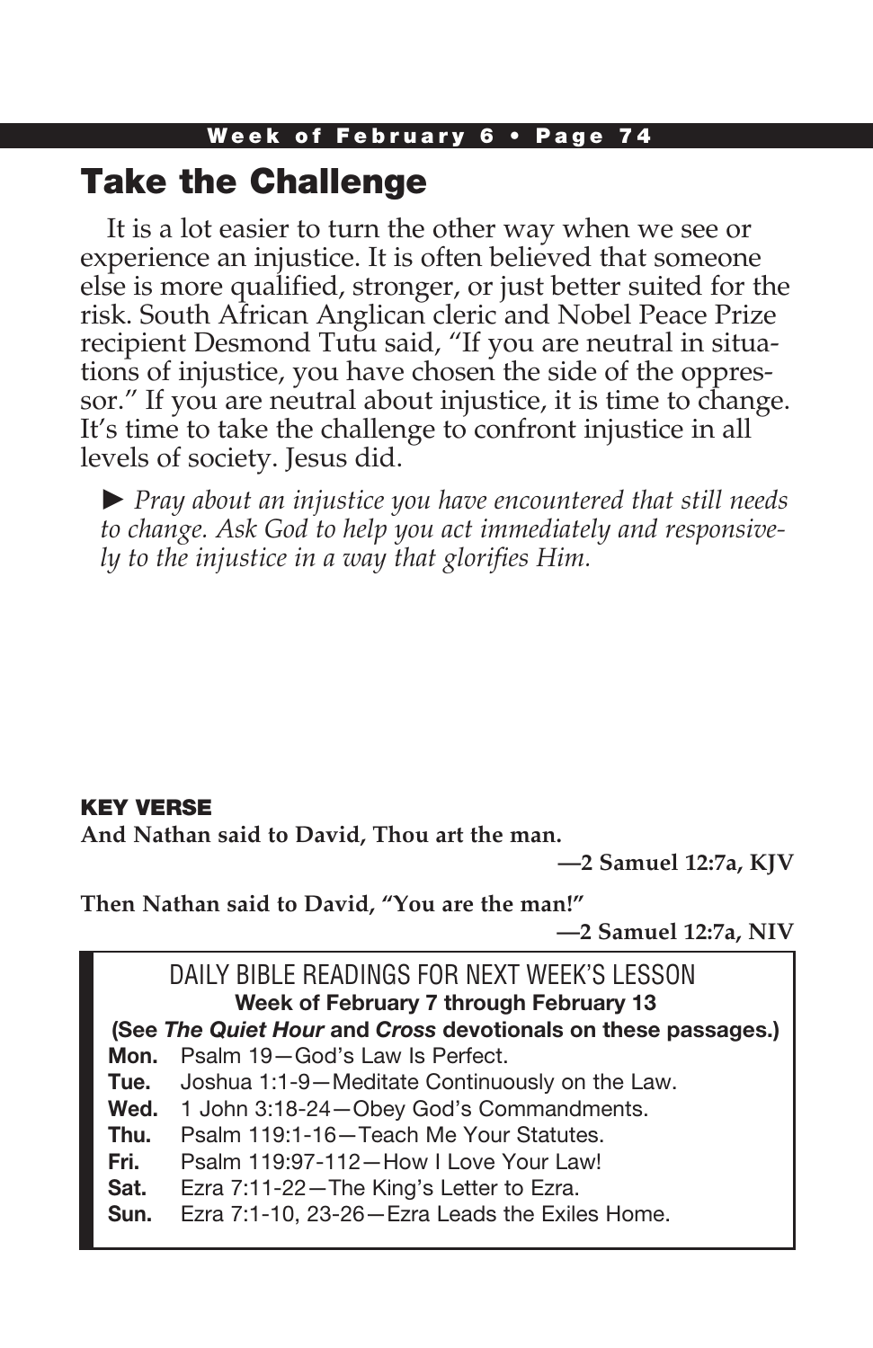## Take the Challenge

It is a lot easier to turn the other way when we see or experience an injustice. It is often believed that someone else is more qualified, stronger, or just better suited for the risk. South African Anglican cleric and Nobel Peace Prize recipient Desmond Tutu said, "If you are neutral in situations of injustice, you have chosen the side of the oppressor." If you are neutral about injustice, it is time to change. It's time to take the challenge to confront injustice in all levels of society. Jesus did.

► *Pray about an injustice you have encountered that still needs to change. Ask God to help you act immediately and responsively to the injustice in a way that glorifies Him.*

**KEY VERSE**

**And Nathan said to David, Thou art the man.**

**—2 Samuel 12:7a, KJV**

**Then Nathan said to David, "You are the man!"**

**—2 Samuel 12:7a, NIV**

DAILY BIBLE READINGS FOR NEXT WEEK'S LESSON

**Week of February 7 through February 13**

**(See *The Quiet Hour* and *Cross* devotionals on these passages.)**

**Mon.** Psalm 19—God's Law Is Perfect.
**Tue.** Joshua 1:1-9—Meditate Continuously on the Law.
**Wed.** 1 John 3:18-24—Obey God's Commandments.
**Thu.** Psalm 119:1-16—Teach Me Your Statutes.
**Fri.** Psalm 119:97-112—How I Love Your Law!
**Sat.** Ezra 7:11-22—The King's Letter to Ezra.
**Sun.** Ezra 7:1-10, 23-26—Ezra Leads the Exiles Home.